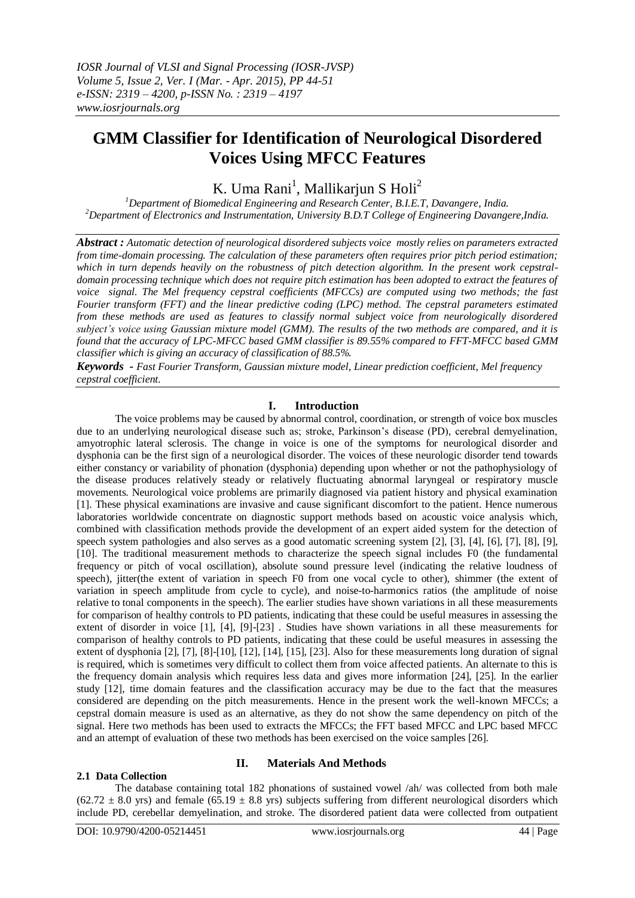# GMM Classifier for Identification of Neurological Disordered Voices Using MFCC Features

K. Uma Rani[1], Mallikarjun S Holi[2]

[1]Department of Biomedical Engineering and Research Center, B.I.E.T, Davangere, India.
[2]Department of Electronics and Instrumentation, University B.D.T College of Engineering Davangere,India.

***Abstract :*** *Automatic detection of neurological disordered subjects voice mostly relies on parameters extracted from time-domain processing. The calculation of these parameters often requires prior pitch period estimation; which in turn depends heavily on the robustness of pitch detection algorithm. In the present work cepstral-domain processing technique which does not require pitch estimation has been adopted to extract the features of voice signal. The Mel frequency cepstral coefficients (MFCCs) are computed using two methods; the fast Fourier transform (FFT) and the linear predictive coding (LPC) method. The cepstral parameters estimated from these methods are used as features to classify normal subject voice from neurologically disordered subject's voice using Gaussian mixture model (GMM). The results of the two methods are compared, and it is found that the accuracy of LPC-MFCC based GMM classifier is 89.55% compared to FFT-MFCC based GMM classifier which is giving an accuracy of classification of 88.5%.*

***Keywords*** *- Fast Fourier Transform, Gaussian mixture model, Linear prediction coefficient, Mel frequency cepstral coefficient.*

## I. Introduction

The voice problems may be caused by abnormal control, coordination, or strength of voice box muscles due to an underlying neurological disease such as; stroke, Parkinson's disease (PD), cerebral demyelination, amyotrophic lateral sclerosis. The change in voice is one of the symptoms for neurological disorder and dysphonia can be the first sign of a neurological disorder. The voices of these neurologic disorder tend towards either constancy or variability of phonation (dysphonia) depending upon whether or not the pathophysiology of the disease produces relatively steady or relatively fluctuating abnormal laryngeal or respiratory muscle movements. Neurological voice problems are primarily diagnosed via patient history and physical examination [1]. These physical examinations are invasive and cause significant discomfort to the patient. Hence numerous laboratories worldwide concentrate on diagnostic support methods based on acoustic voice analysis which, combined with classification methods provide the development of an expert aided system for the detection of speech system pathologies and also serves as a good automatic screening system [2], [3], [4], [6], [7], [8], [9], [10]. The traditional measurement methods to characterize the speech signal includes F0 (the fundamental frequency or pitch of vocal oscillation), absolute sound pressure level (indicating the relative loudness of speech), jitter(the extent of variation in speech F0 from one vocal cycle to other), shimmer (the extent of variation in speech amplitude from cycle to cycle), and noise-to-harmonics ratios (the amplitude of noise relative to tonal components in the speech). The earlier studies have shown variations in all these measurements for comparison of healthy controls to PD patients, indicating that these could be useful measures in assessing the extent of disorder in voice [1], [4], [9]-[23] . Studies have shown variations in all these measurements for comparison of healthy controls to PD patients, indicating that these could be useful measures in assessing the extent of dysphonia [2], [7], [8]-[10], [12], [14], [15], [23]. Also for these measurements long duration of signal is required, which is sometimes very difficult to collect them from voice affected patients. An alternate to this is the frequency domain analysis which requires less data and gives more information [24], [25]. In the earlier study [12], time domain features and the classification accuracy may be due to the fact that the measures considered are depending on the pitch measurements. Hence in the present work the well-known MFCCs; a cepstral domain measure is used as an alternative, as they do not show the same dependency on pitch of the signal. Here two methods has been used to extracts the MFCCs; the FFT based MFCC and LPC based MFCC and an attempt of evaluation of these two methods has been exercised on the voice samples [26].

## II. Materials And Methods

### 2.1 Data Collection

The database containing total 182 phonations of sustained vowel /ah/ was collected from both male ($62.72 \pm 8.0$ yrs) and female ($65.19 \pm 8.8$ yrs) subjects suffering from different neurological disorders which include PD, cerebellar demyelination, and stroke. The disordered patient data were collected from outpatient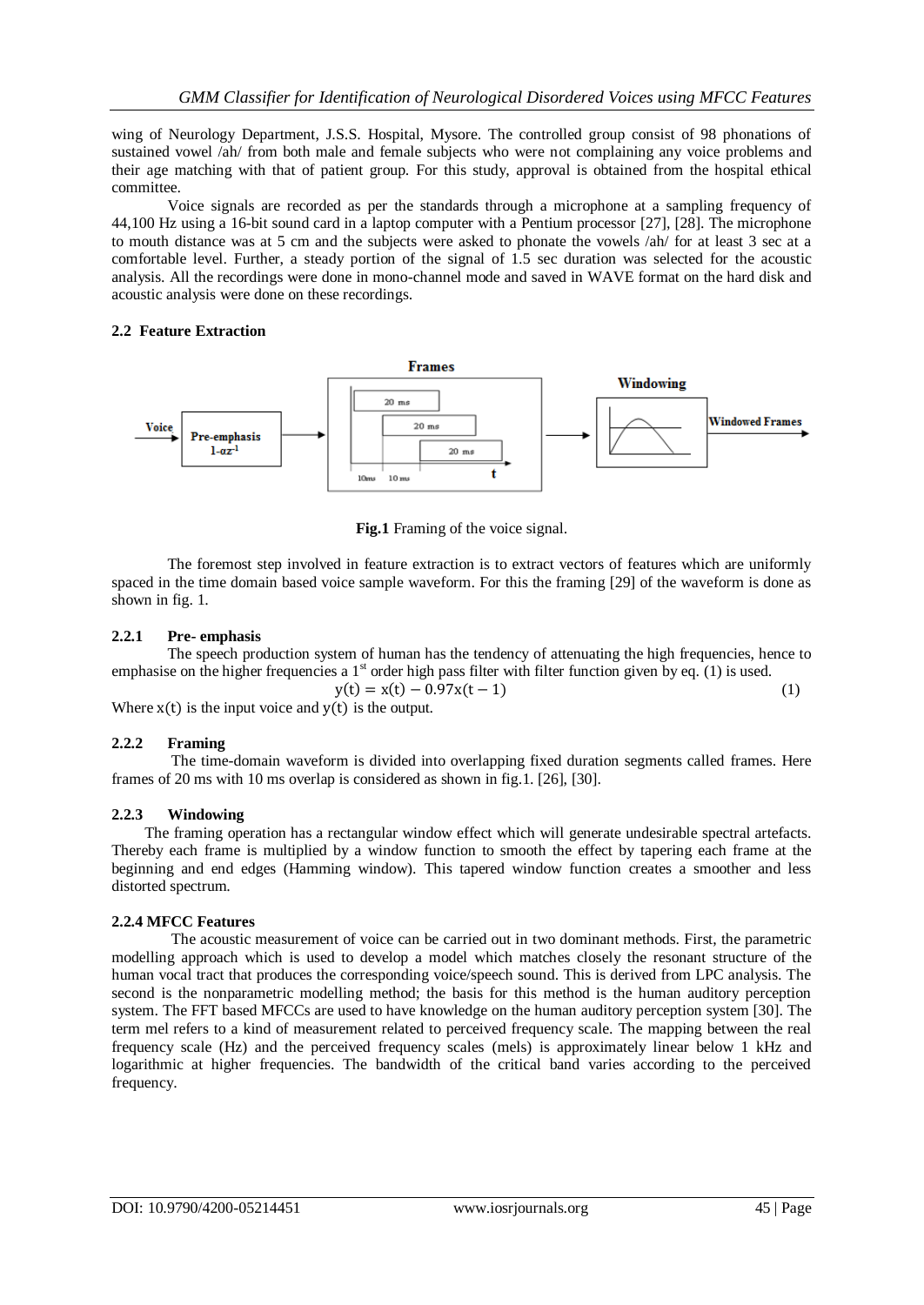wing of Neurology Department, J.S.S. Hospital, Mysore. The controlled group consist of 98 phonations of sustained vowel /ah/ from both male and female subjects who were not complaining any voice problems and their age matching with that of patient group. For this study, approval is obtained from the hospital ethical committee.

Voice signals are recorded as per the standards through a microphone at a sampling frequency of 44,100 Hz using a 16-bit sound card in a laptop computer with a Pentium processor [27], [28]. The microphone to mouth distance was at 5 cm and the subjects were asked to phonate the vowels /ah/ for at least 3 sec at a comfortable level. Further, a steady portion of the signal of 1.5 sec duration was selected for the acoustic analysis. All the recordings were done in mono-channel mode and saved in WAVE format on the hard disk and acoustic analysis were done on these recordings.

### 2.2 Feature Extraction

**Fig.1** Framing of the voice signal.

The foremost step involved in feature extraction is to extract vectors of features which are uniformly spaced in the time domain based voice sample waveform. For this the framing [29] of the waveform is done as shown in fig. 1.

#### 2.2.1 Pre- emphasis

The speech production system of human has the tendency of attenuating the high frequencies, hence to emphasise on the higher frequencies a 1st order high pass filter with filter function given by eq. (1) is used.

$$y(t) = x(t) - 0.97x(t-1) \tag{1}$$

Where $x(t)$ is the input voice and $y(t)$ is the output.

#### 2.2.2 Framing

The time-domain waveform is divided into overlapping fixed duration segments called frames. Here frames of 20 ms with 10 ms overlap is considered as shown in fig.1. [26], [30].

#### 2.2.3 Windowing

The framing operation has a rectangular window effect which will generate undesirable spectral artefacts. Thereby each frame is multiplied by a window function to smooth the effect by tapering each frame at the beginning and end edges (Hamming window). This tapered window function creates a smoother and less distorted spectrum.

#### 2.2.4 MFCC Features

The acoustic measurement of voice can be carried out in two dominant methods. First, the parametric modelling approach which is used to develop a model which matches closely the resonant structure of the human vocal tract that produces the corresponding voice/speech sound. This is derived from LPC analysis. The second is the nonparametric modelling method; the basis for this method is the human auditory perception system. The FFT based MFCCs are used to have knowledge on the human auditory perception system [30]. The term mel refers to a kind of measurement related to perceived frequency scale. The mapping between the real frequency scale (Hz) and the perceived frequency scales (mels) is approximately linear below 1 kHz and logarithmic at higher frequencies. The bandwidth of the critical band varies according to the perceived frequency.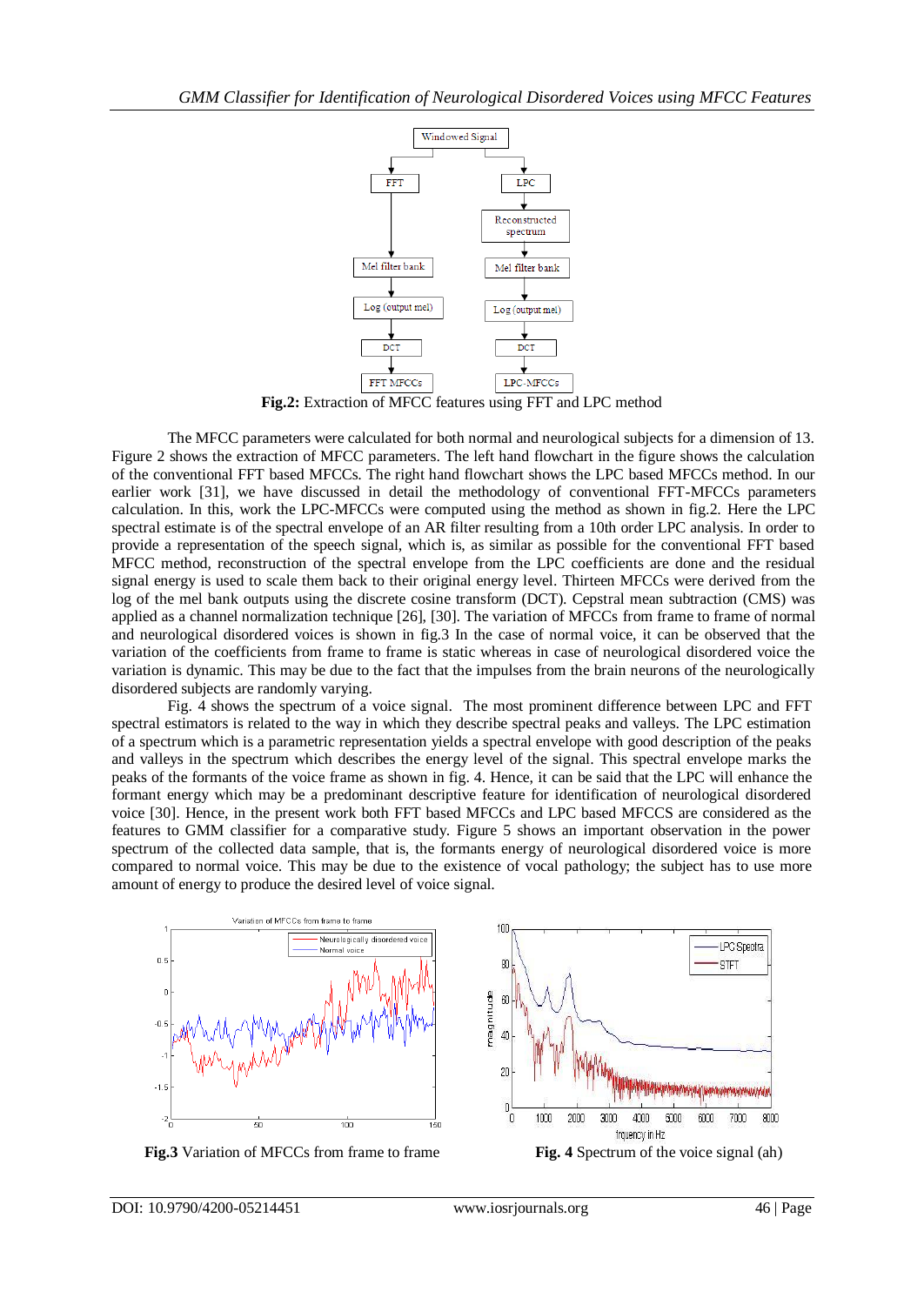**Fig.2:** Extraction of MFCC features using FFT and LPC method

The MFCC parameters were calculated for both normal and neurological subjects for a dimension of 13. Figure 2 shows the extraction of MFCC parameters. The left hand flowchart in the figure shows the calculation of the conventional FFT based MFCCs. The right hand flowchart shows the LPC based MFCCs method. In our earlier work [31], we have discussed in detail the methodology of conventional FFT-MFCCs parameters calculation. In this, work the LPC-MFCCs were computed using the method as shown in fig.2. Here the LPC spectral estimate is of the spectral envelope of an AR filter resulting from a 10th order LPC analysis. In order to provide a representation of the speech signal, which is, as similar as possible for the conventional FFT based MFCC method, reconstruction of the spectral envelope from the LPC coefficients are done and the residual signal energy is used to scale them back to their original energy level. Thirteen MFCCs were derived from the log of the mel bank outputs using the discrete cosine transform (DCT). Cepstral mean subtraction (CMS) was applied as a channel normalization technique [26], [30]. The variation of MFCCs from frame to frame of normal and neurological disordered voices is shown in fig.3 In the case of normal voice, it can be observed that the variation of the coefficients from frame to frame is static whereas in case of neurological disordered voice the variation is dynamic. This may be due to the fact that the impulses from the brain neurons of the neurologically disordered subjects are randomly varying.

Fig. 4 shows the spectrum of a voice signal. The most prominent difference between LPC and FFT spectral estimators is related to the way in which they describe spectral peaks and valleys. The LPC estimation of a spectrum which is a parametric representation yields a spectral envelope with good description of the peaks and valleys in the spectrum which describes the energy level of the signal. This spectral envelope marks the peaks of the formants of the voice frame as shown in fig. 4. Hence, it can be said that the LPC will enhance the formant energy which may be a predominant descriptive feature for identification of neurological disordered voice [30]. Hence, in the present work both FFT based MFCCs and LPC based MFCCS are considered as the features to GMM classifier for a comparative study. Figure 5 shows an important observation in the power spectrum of the collected data sample, that is, the formants energy of neurological disordered voice is more compared to normal voice. This may be due to the existence of vocal pathology; the subject has to use more amount of energy to produce the desired level of voice signal.

**Fig.3** Variation of MFCCs from frame to frame

**Fig. 4** Spectrum of the voice signal (ah)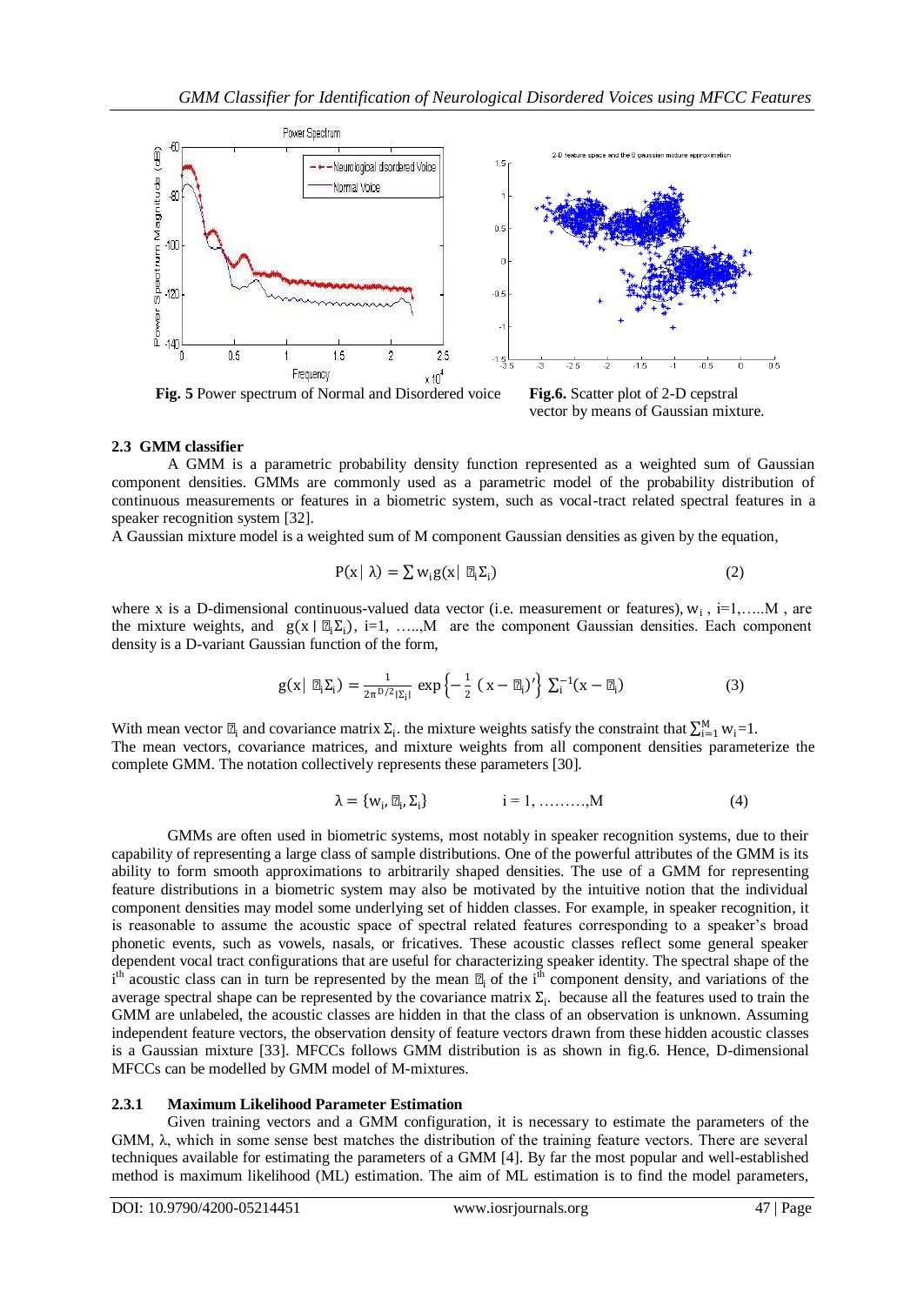**Fig. 5** Power spectrum of Normal and Disordered voice

**Fig.6.** Scatter plot of 2-D cepstral vector by means of Gaussian mixture.

### 2.3 GMM classifier

A GMM is a parametric probability density function represented as a weighted sum of Gaussian component densities. GMMs are commonly used as a parametric model of the probability distribution of continuous measurements or features in a biometric system, such as vocal-tract related spectral features in a speaker recognition system [32].

A Gaussian mixture model is a weighted sum of M component Gaussian densities as given by the equation,

$$P(x \mid \lambda) = \sum w_i g(x \mid \mu_i \Sigma_i) \tag{2}$$

where x is a D-dimensional continuous-valued data vector (i.e. measurement or features), $w_i$ , i=1,…..M , are the mixture weights, and $g(x \mid \mu_i \Sigma_i)$, i=1, …..,M are the component Gaussian densities. Each component density is a D-variant Gaussian function of the form,

$$g(x \mid \mu_i \Sigma_i) = \frac{1}{2\pi^{D/2}|\Sigma_i|} \exp\left\{-\frac{1}{2}\,(x-\mu_i)'\right\} \Sigma_i^{-1}(x-\mu_i) \tag{3}$$

With mean vector $\mu_i$ and covariance matrix $\Sigma_i$. the mixture weights satisfy the constraint that $\sum_{i=1}^{M} w_i=1$.

The mean vectors, covariance matrices, and mixture weights from all component densities parameterize the complete GMM. The notation collectively represents these parameters [30].

$$\lambda = \{w_i, \mu_i, \Sigma_i\} \qquad i = 1, ………,M \tag{4}$$

GMMs are often used in biometric systems, most notably in speaker recognition systems, due to their capability of representing a large class of sample distributions. One of the powerful attributes of the GMM is its ability to form smooth approximations to arbitrarily shaped densities. The use of a GMM for representing feature distributions in a biometric system may also be motivated by the intuitive notion that the individual component densities may model some underlying set of hidden classes. For example, in speaker recognition, it is reasonable to assume the acoustic space of spectral related features corresponding to a speaker's broad phonetic events, such as vowels, nasals, or fricatives. These acoustic classes reflect some general speaker dependent vocal tract configurations that are useful for characterizing speaker identity. The spectral shape of the $i^{th}$ acoustic class can in turn be represented by the mean $\mu_i$ of the $i^{th}$ component density, and variations of the average spectral shape can be represented by the covariance matrix $\Sigma_i$. because all the features used to train the GMM are unlabeled, the acoustic classes are hidden in that the class of an observation is unknown. Assuming independent feature vectors, the observation density of feature vectors drawn from these hidden acoustic classes is a Gaussian mixture [33]. MFCCs follows GMM distribution is as shown in fig.6. Hence, D-dimensional MFCCs can be modelled by GMM model of M-mixtures.

#### 2.3.1 Maximum Likelihood Parameter Estimation

Given training vectors and a GMM configuration, it is necessary to estimate the parameters of the GMM, λ, which in some sense best matches the distribution of the training feature vectors. There are several techniques available for estimating the parameters of a GMM [4]. By far the most popular and well-established method is maximum likelihood (ML) estimation. The aim of ML estimation is to find the model parameters,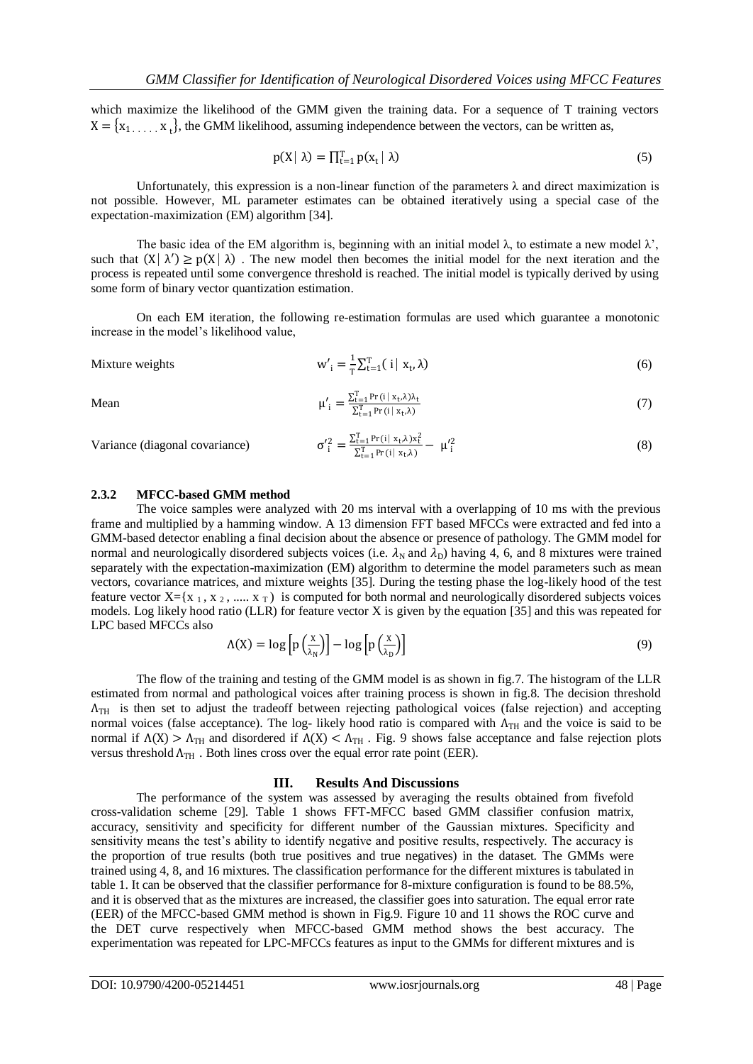which maximize the likelihood of the GMM given the training data. For a sequence of T training vectors $X = \{x_1, \ldots, x_t\}$, the GMM likelihood, assuming independence between the vectors, can be written as,

$$p(X|\lambda) = \prod_{t=1}^{T} p(x_t|\lambda) \tag{5}$$

Unfortunately, this expression is a non-linear function of the parameters λ and direct maximization is not possible. However, ML parameter estimates can be obtained iteratively using a special case of the expectation-maximization (EM) algorithm [34].

The basic idea of the EM algorithm is, beginning with an initial model λ, to estimate a new model λ', such that $(X|\lambda') \geq p(X|\lambda)$ . The new model then becomes the initial model for the next iteration and the process is repeated until some convergence threshold is reached. The initial model is typically derived by using some form of binary vector quantization estimation.

On each EM iteration, the following re-estimation formulas are used which guarantee a monotonic increase in the model's likelihood value,

Mixture weights
$$w'_i = \frac{1}{T}\sum_{t=1}^{T}(i|x_t, \lambda) \tag{6}$$

Mean
$$\mu'_i = \frac{\sum_{t=1}^{T} \Pr(i|x_t,\lambda)\lambda_t}{\sum_{t=1}^{T} \Pr(i|x_t,\lambda)} \tag{7}$$

Variance (diagonal covariance)
$$\sigma'^2_i = \frac{\sum_{t=1}^{T} \Pr(i|x_t,\lambda)x_t^2}{\sum_{t=1}^{T} \Pr(i|x_t,\lambda)} - \mu'^2_i \tag{8}$$

### 2.3.2 MFCC-based GMM method

The voice samples were analyzed with 20 ms interval with a overlapping of 10 ms with the previous frame and multiplied by a hamming window. A 13 dimension FFT based MFCCs were extracted and fed into a GMM-based detector enabling a final decision about the absence or presence of pathology. The GMM model for normal and neurologically disordered subjects voices (i.e. $\lambda_N$ and $\lambda_D$) having 4, 6, and 8 mixtures were trained separately with the expectation-maximization (EM) algorithm to determine the model parameters such as mean vectors, covariance matrices, and mixture weights [35]. During the testing phase the log-likely hood of the test feature vector $X=\{x_1, x_2, \ldots, x_T\}$ is computed for both normal and neurologically disordered subjects voices models. Log likely hood ratio (LLR) for feature vector X is given by the equation [35] and this was repeated for LPC based MFCCs also

$$\Lambda(X) = \log\left[p\left(\frac{X}{\lambda_N}\right)\right] - \log\left[p\left(\frac{X}{\lambda_D}\right)\right] \tag{9}$$

The flow of the training and testing of the GMM model is as shown in fig.7. The histogram of the LLR estimated from normal and pathological voices after training process is shown in fig.8. The decision threshold $\Lambda_{TH}$ is then set to adjust the tradeoff between rejecting pathological voices (false rejection) and accepting normal voices (false acceptance). The log- likely hood ratio is compared with $\Lambda_{TH}$ and the voice is said to be normal if $\Lambda(X) > \Lambda_{TH}$ and disordered if $\Lambda(X) < \Lambda_{TH}$ . Fig. 9 shows false acceptance and false rejection plots versus threshold $\Lambda_{TH}$ . Both lines cross over the equal error rate point (EER).

## III. Results And Discussions

The performance of the system was assessed by averaging the results obtained from fivefold cross-validation scheme [29]. Table 1 shows FFT-MFCC based GMM classifier confusion matrix, accuracy, sensitivity and specificity for different number of the Gaussian mixtures. Specificity and sensitivity means the test's ability to identify negative and positive results, respectively. The accuracy is the proportion of true results (both true positives and true negatives) in the dataset. The GMMs were trained using 4, 8, and 16 mixtures. The classification performance for the different mixtures is tabulated in table 1. It can be observed that the classifier performance for 8-mixture configuration is found to be 88.5%, and it is observed that as the mixtures are increased, the classifier goes into saturation. The equal error rate (EER) of the MFCC-based GMM method is shown in Fig.9. Figure 10 and 11 shows the ROC curve and the DET curve respectively when MFCC-based GMM method shows the best accuracy. The experimentation was repeated for LPC-MFCCs features as input to the GMMs for different mixtures and is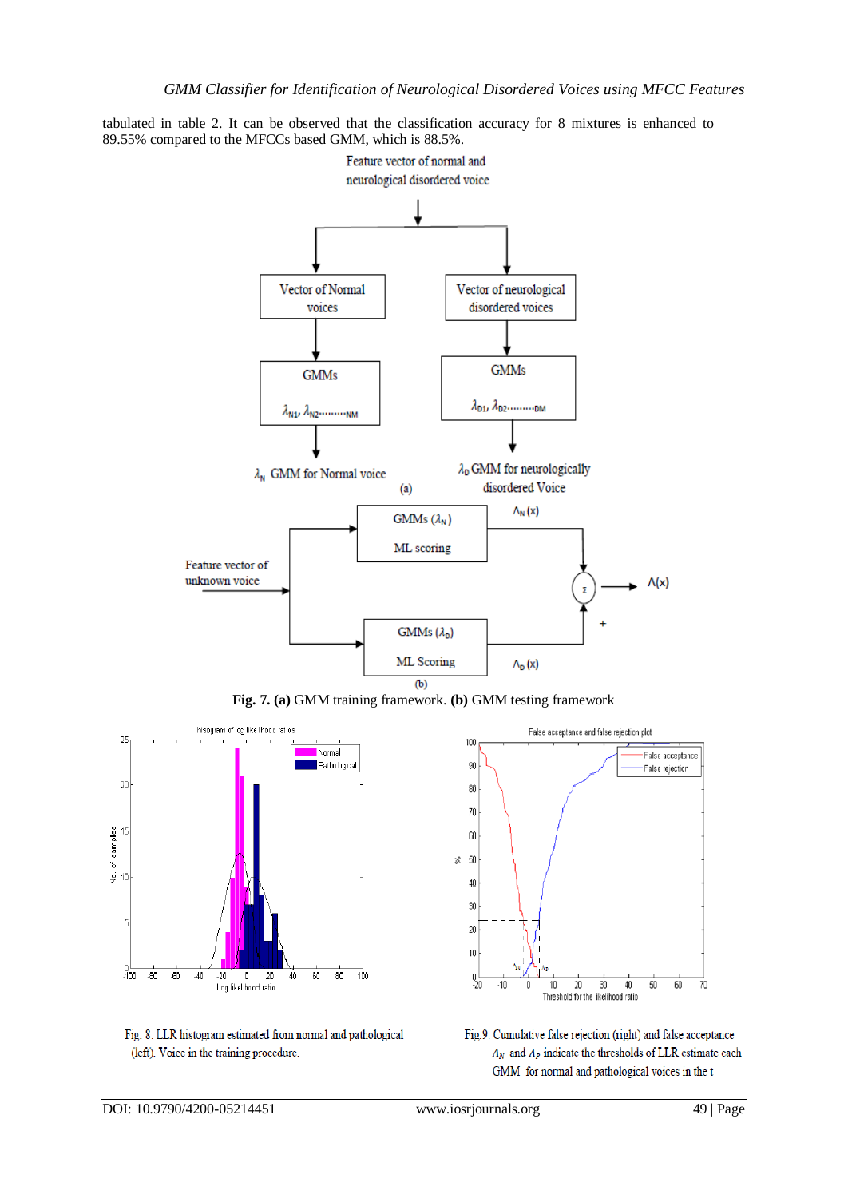tabulated in table 2. It can be observed that the classification accuracy for 8 mixtures is enhanced to 89.55% compared to the MFCCs based GMM, which is 88.5%.

**Fig. 7. (a)** GMM training framework. **(b)** GMM testing framework

Fig. 8. LLR histogram estimated from normal and pathological (left). Voice in the training procedure.

Fig.9. Cumulative false rejection (right) and false acceptance $\Lambda_N$ and $\Lambda_P$ indicate the thresholds of LLR estimate each GMM for normal and pathological voices in the t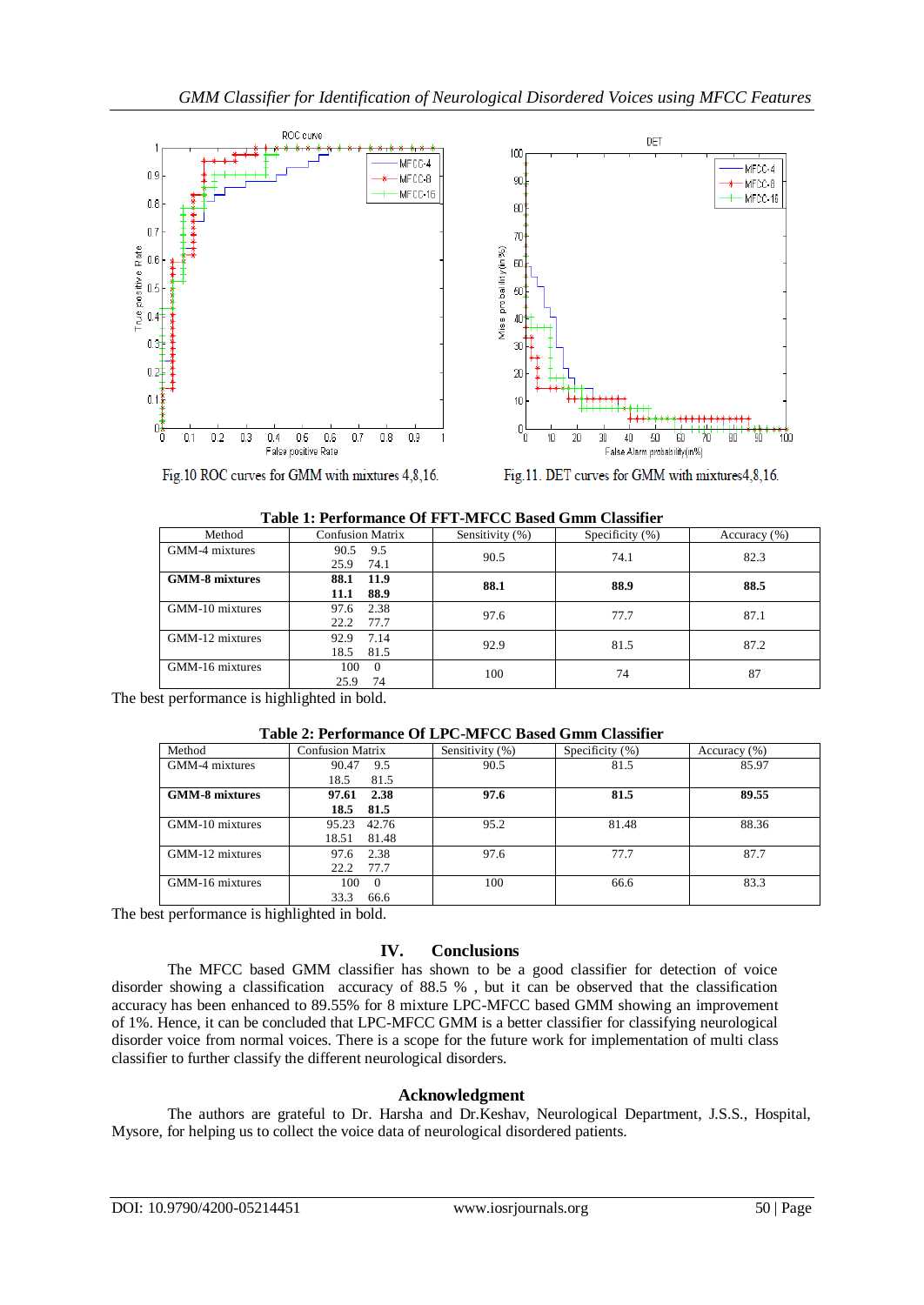Fig.10 ROC curves for GMM with mixtures 4,8,16.

Fig.11. DET curves for GMM with mixtures4,8,16.

**Table 1: Performance Of FFT-MFCC Based Gmm Classifier**

| Method | Confusion Matrix | Sensitivity (%) | Specificity (%) | Accuracy (%) |
|---|---|---|---|---|
| GMM-4 mixtures | 90.5 9.5<br>25.9 74.1 | 90.5 | 74.1 | 82.3 |
| **GMM-8 mixtures** | **88.1 11.9**<br>**11.1 88.9** | **88.1** | **88.9** | **88.5** |
| GMM-10 mixtures | 97.6 2.38<br>22.2 77.7 | 97.6 | 77.7 | 87.1 |
| GMM-12 mixtures | 92.9 7.14<br>18.5 81.5 | 92.9 | 81.5 | 87.2 |
| GMM-16 mixtures | 100 0<br>25.9 74 | 100 | 74 | 87 |

The best performance is highlighted in bold.

**Table 2: Performance Of LPC-MFCC Based Gmm Classifier**

| Method | Confusion Matrix | Sensitivity (%) | Specificity (%) | Accuracy (%) |
|---|---|---|---|---|
| GMM-4 mixtures | 90.47 9.5<br>18.5 81.5 | 90.5 | 81.5 | 85.97 |
| **GMM-8 mixtures** | **97.61 2.38**<br>**18.5 81.5** | **97.6** | **81.5** | **89.55** |
| GMM-10 mixtures | 95.23 42.76<br>18.51 81.48 | 95.2 | 81.48 | 88.36 |
| GMM-12 mixtures | 97.6 2.38<br>22.2 77.7 | 97.6 | 77.7 | 87.7 |
| GMM-16 mixtures | 100 0<br>33.3 66.6 | 100 | 66.6 | 83.3 |

The best performance is highlighted in bold.

## IV. Conclusions

The MFCC based GMM classifier has shown to be a good classifier for detection of voice disorder showing a classification accuracy of 88.5 % , but it can be observed that the classification accuracy has been enhanced to 89.55% for 8 mixture LPC-MFCC based GMM showing an improvement of 1%. Hence, it can be concluded that LPC-MFCC GMM is a better classifier for classifying neurological disorder voice from normal voices. There is a scope for the future work for implementation of multi class classifier to further classify the different neurological disorders.

## Acknowledgment

The authors are grateful to Dr. Harsha and Dr.Keshav, Neurological Department, J.S.S., Hospital, Mysore, for helping us to collect the voice data of neurological disordered patients.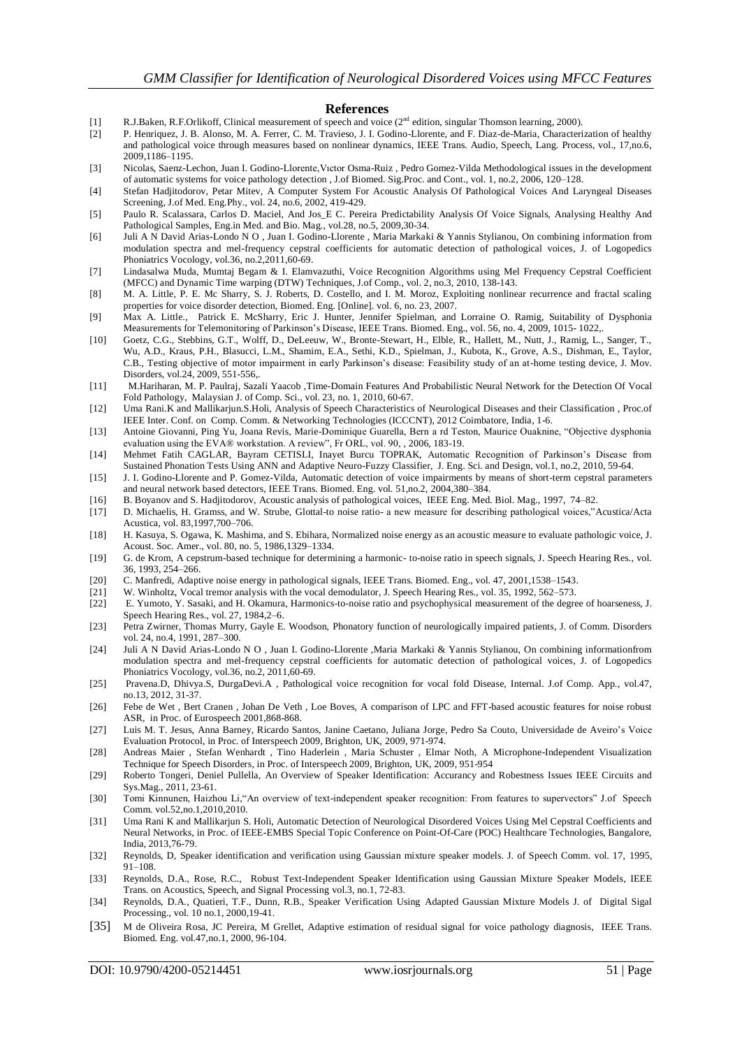## References

[1] R.J.Baken, R.F.Orlikoff, Clinical measurement of speech and voice (2nd edition, singular Thomson learning, 2000).

[2] P. Henriquez, J. B. Alonso, M. A. Ferrer, C. M. Travieso, J. I. Godino-Llorente, and F. Diaz-de-Maria, Characterization of healthy and pathological voice through measures based on nonlinear dynamics, IEEE Trans. Audio, Speech, Lang. Process, vol., 17,no.6, 2009,1186–1195.

[3] Nicolas, Saenz-Lechon, Juan I. Godino-Llorente,Vıctor Osma-Ruiz , Pedro Gomez-Vilda Methodological issues in the development of automatic systems for voice pathology detection , J.of Biomed. Sig.Proc. and Cont., vol. 1, no.2, 2006, 120–128.

[4] Stefan Hadjitodorov, Petar Mitev, A Computer System For Acoustic Analysis Of Pathological Voices And Laryngeal Diseases Screening, J.of Med. Eng.Phy., vol. 24, no.6, 2002, 419-429.

[5] Paulo R. Scalassara, Carlos D. Maciel, And Jos_E C. Pereira Predictability Analysis Of Voice Signals, Analysing Healthy And Pathological Samples, Eng.in Med. and Bio. Mag., vol.28, no.5, 2009,30-34.

[6] Juli A N David Arias-Londo N O , Juan I. Godino-Llorente , Maria Markaki & Yannis Stylianou, On combining information from modulation spectra and mel-frequency cepstral coefficients for automatic detection of pathological voices, J. of Logopedics Phoniatrics Vocology, vol.36, no.2,2011,60-69.

[7] Lindasalwa Muda, Mumtaj Begam & I. Elamvazuthi, Voice Recognition Algorithms using Mel Frequency Cepstral Coefficient (MFCC) and Dynamic Time warping (DTW) Techniques, J.of Comp., vol. 2, no.3, 2010, 138-143.

[8] M. A. Little, P. E. Mc Sharry, S. J. Roberts, D. Costello, and I. M. Moroz, Exploiting nonlinear recurrence and fractal scaling properties for voice disorder detection, Biomed. Eng. [Online]. vol. 6, no. 23, 2007.

[9] Max A. Little., Patrick E. McSharry, Eric J. Hunter, Jennifer Spielman, and Lorraine O. Ramig, Suitability of Dysphonia Measurements for Telemonitoring of Parkinson's Disease, IEEE Trans. Biomed. Eng., vol. 56, no. 4, 2009, 1015- 1022,.

[10] Goetz, C.G., Stebbins, G.T., Wolff, D., DeLeeuw, W., Bronte-Stewart, H., Elble, R., Hallett, M., Nutt, J., Ramig, L., Sanger, T., Wu, A.D., Kraus, P.H., Blasucci, L.M., Shamim, E.A., Sethi, K.D., Spielman, J., Kubota, K., Grove, A.S., Dishman, E., Taylor, C.B., Testing objective of motor impairment in early Parkinson's disease: Feasibility study of an at-home testing device, J. Mov. Disorders, vol.24, 2009, 551-556,.

[11] M.Hariharan, M. P. Paulraj, Sazali Yaacob ,Time-Domain Features And Probabilistic Neural Network for the Detection Of Vocal Fold Pathology, Malaysian J. of Comp. Sci., vol. 23, no. 1, 2010, 60-67.

[12] Uma Rani.K and Mallikarjun.S.Holi, Analysis of Speech Characteristics of Neurological Diseases and their Classification , Proc.of IEEE Inter. Conf. on Comp. Comm. & Networking Technologies (ICCCNT), 2012 Coimbatore, India, 1-6.

[13] Antoine Giovanni, Ping Yu, Joana Revis, Marie-Dominique Guarella, Bern a rd Teston, Maurice Ouaknine, "Objective dysphonia evaluation using the EVA® workstation. A review", Fr ORL, vol. 90, , 2006, 183-19.

[14] Mehmet Fatih CAGLAR, Bayram CETISLI, Inayet Burcu TOPRAK, Automatic Recognition of Parkinson's Disease from Sustained Phonation Tests Using ANN and Adaptive Neuro-Fuzzy Classifier, J. Eng. Sci. and Design, vol.1, no.2, 2010, 59-64.

[15] J. I. Godino-Llorente and P. Gomez-Vilda, Automatic detection of voice impairments by means of short-term cepstral parameters and neural network based detectors, IEEE Trans. Biomed. Eng. vol. 51,no.2, 2004,380–384.

[16] B. Boyanov and S. Hadjitodorov, Acoustic analysis of pathological voices, IEEE Eng. Med. Biol. Mag., 1997, 74–82.

[17] D. Michaelis, H. Gramss, and W. Strube, Glottal-to noise ratio- a new measure for describing pathological voices,"Acustica/Acta Acustica, vol. 83,1997,700–706.

[18] H. Kasuya, S. Ogawa, K. Mashima, and S. Ebihara, Normalized noise energy as an acoustic measure to evaluate pathologic voice, J. Acoust. Soc. Amer., vol. 80, no. 5, 1986,1329–1334.

[19] G. de Krom, A cepstrum-based technique for determining a harmonic- to-noise ratio in speech signals, J. Speech Hearing Res., vol. 36, 1993, 254–266.

[20] C. Manfredi, Adaptive noise energy in pathological signals, IEEE Trans. Biomed. Eng., vol. 47, 2001,1538–1543.

[21] W. Winholtz, Vocal tremor analysis with the vocal demodulator, J. Speech Hearing Res., vol. 35, 1992, 562–573.

[22] E. Yumoto, Y. Sasaki, and H. Okamura, Harmonics-to-noise ratio and psychophysical measurement of the degree of hoarseness, J. Speech Hearing Res., vol. 27, 1984,2–6.

[23] Petra Zwirner, Thomas Murry, Gayle E. Woodson, Phonatory function of neurologically impaired patients, J. of Comm. Disorders vol. 24, no.4, 1991, 287–300.

[24] Juli A N David Arias-Londo N O , Juan I. Godino-Llorente ,Maria Markaki & Yannis Stylianou, On combining informationfrom modulation spectra and mel-frequency cepstral coefficients for automatic detection of pathological voices, J. of Logopedics Phoniatrics Vocology, vol.36, no.2, 2011,60-69.

[25] Pravena.D, Dhivya.S, DurgaDevi.A , Pathological voice recognition for vocal fold Disease, Internal. J.of Comp. App., vol.47, no.13, 2012, 31-37.

[26] Febe de Wet , Bert Cranen , Johan De Veth , Loe Boves, A comparison of LPC and FFT-based acoustic features for noise robust ASR, in Proc. of Eurospeech 2001,868-868.

[27] Luis M. T. Jesus, Anna Barney, Ricardo Santos, Janine Caetano, Juliana Jorge, Pedro Sa Couto, Universidade de Aveiro's Voice Evaluation Protocol, in Proc. of Interspeech 2009, Brighton, UK, 2009, 971-974.

[28] Andreas Maier , Stefan Wenhardt , Tino Haderlein , Maria Schuster , Elmar Noth, A Microphone-Independent Visualization Technique for Speech Disorders, in Proc. of Interspeech 2009, Brighton, UK, 2009, 951-954

[29] Roberto Tongeri, Deniel Pullella, An Overview of Speaker Identification: Accurancy and Robestness Issues IEEE Circuits and Sys.Mag., 2011, 23-61.

[30] Tomi Kinnunen, Haizhou Li,"An overview of text-independent speaker recognition: From features to supervectors" J.of Speech Comm. vol.52,no.1,2010,2010.

[31] Uma Rani K and Mallikarjun S. Holi, Automatic Detection of Neurological Disordered Voices Using Mel Cepstral Coefficients and Neural Networks, in Proc. of IEEE-EMBS Special Topic Conference on Point-Of-Care (POC) Healthcare Technologies, Bangalore, India, 2013,76-79.

[32] Reynolds, D, Speaker identification and verification using Gaussian mixture speaker models. J. of Speech Comm. vol. 17, 1995, 91–108.

[33] Reynolds, D.A., Rose, R.C., Robust Text-Independent Speaker Identification using Gaussian Mixture Speaker Models, IEEE Trans. on Acoustics, Speech, and Signal Processing vol.3, no.1, 72-83.

[34] Reynolds, D.A., Quatieri, T.F., Dunn, R.B., Speaker Verification Using Adapted Gaussian Mixture Models J. of Digital Sigal Processing., vol. 10 no.1, 2000,19-41.

[35] M de Oliveira Rosa, JC Pereira, M Grellet, Adaptive estimation of residual signal for voice pathology diagnosis, IEEE Trans. Biomed. Eng. vol.47,no.1, 2000, 96-104.